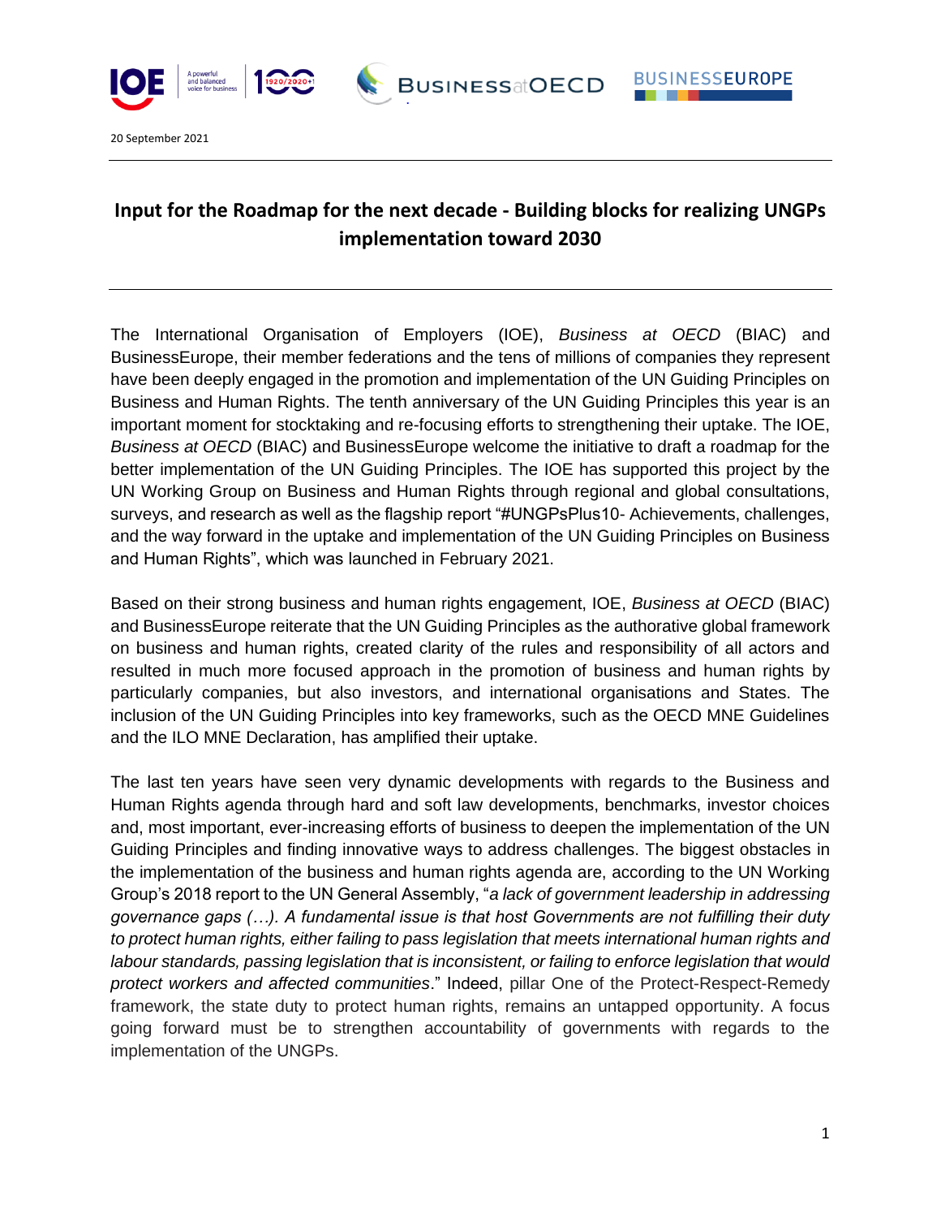20 September 2021

# Input for the Roadmap for the next decade - Building blocks for realizing UNGPs implementation toward 2030

The International Organisation of Employers (IOE), *Business at OECD* (BIAC) and BusinessEurope, their member federations and the tens of millions of companies they represent have been deeply engaged in the promotion and implementation of the UN Guiding Principles on Business and Human Rights. The tenth anniversary of the UN Guiding Principles this year is an important moment for stocktaking and re-focusing efforts to strengthening their uptake. The IOE, *Business at OECD* (BIAC) and BusinessEurope welcome the initiative to draft a roadmap for the better implementation of the UN Guiding Principles. The IOE has supported this project by the UN Working Group on Business and Human Rights through regional and global consultations, surveys, and research as well as the flagship report "#UNGPsPlus10- Achievements, challenges, and the way forward in the uptake and implementation of the UN Guiding Principles on Business and Human Rights", which was launched in February 2021.

Based on their strong business and human rights engagement, IOE, *Business at OECD* (BIAC) and BusinessEurope reiterate that the UN Guiding Principles as the authorative global framework on business and human rights, created clarity of the rules and responsibility of all actors and resulted in much more focused approach in the promotion of business and human rights by particularly companies, but also investors, and international organisations and States. The inclusion of the UN Guiding Principles into key frameworks, such as the OECD MNE Guidelines and the ILO MNE Declaration, has amplified their uptake.

The last ten years have seen very dynamic developments with regards to the Business and Human Rights agenda through hard and soft law developments, benchmarks, investor choices and, most important, ever-increasing efforts of business to deepen the implementation of the UN Guiding Principles and finding innovative ways to address challenges. The biggest obstacles in the implementation of the business and human rights agenda are, according to the UN Working Group's 2018 report to the UN General Assembly, "*a lack of government leadership in addressing governance gaps (…). A fundamental issue is that host Governments are not fulfilling their duty to protect human rights, either failing to pass legislation that meets international human rights and labour standards, passing legislation that is inconsistent, or failing to enforce legislation that would protect workers and affected communities*." Indeed, pillar One of the Protect-Respect-Remedy framework, the state duty to protect human rights, remains an untapped opportunity. A focus going forward must be to strengthen accountability of governments with regards to the implementation of the UNGPs.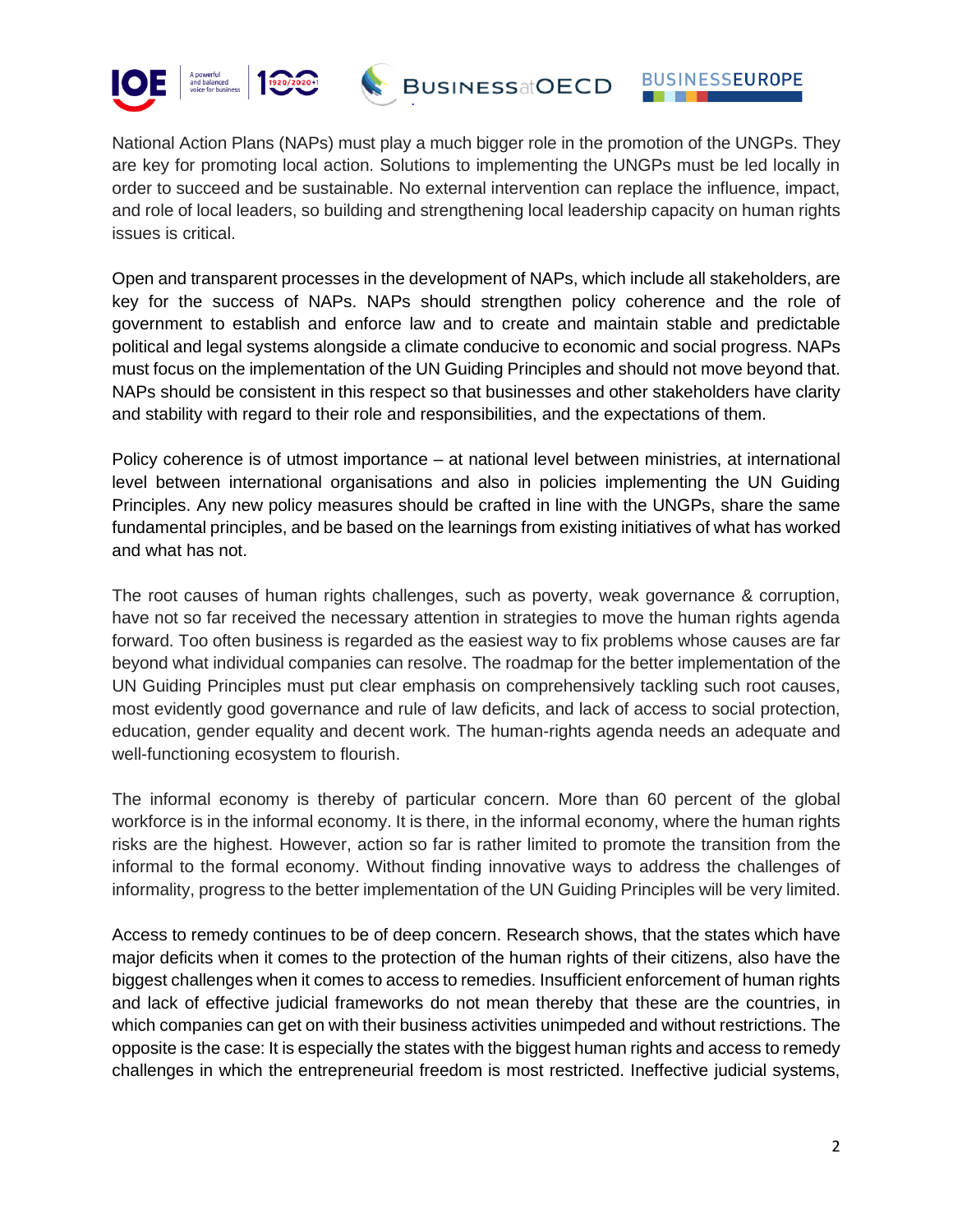National Action Plans (NAPs) must play a much bigger role in the promotion of the UNGPs. They are key for promoting local action. Solutions to implementing the UNGPs must be led locally in order to succeed and be sustainable. No external intervention can replace the influence, impact, and role of local leaders, so building and strengthening local leadership capacity on human rights issues is critical.

Open and transparent processes in the development of NAPs, which include all stakeholders, are key for the success of NAPs. NAPs should strengthen policy coherence and the role of government to establish and enforce law and to create and maintain stable and predictable political and legal systems alongside a climate conducive to economic and social progress. NAPs must focus on the implementation of the UN Guiding Principles and should not move beyond that. NAPs should be consistent in this respect so that businesses and other stakeholders have clarity and stability with regard to their role and responsibilities, and the expectations of them.

Policy coherence is of utmost importance – at national level between ministries, at international level between international organisations and also in policies implementing the UN Guiding Principles. Any new policy measures should be crafted in line with the UNGPs, share the same fundamental principles, and be based on the learnings from existing initiatives of what has worked and what has not.

The root causes of human rights challenges, such as poverty, weak governance & corruption, have not so far received the necessary attention in strategies to move the human rights agenda forward. Too often business is regarded as the easiest way to fix problems whose causes are far beyond what individual companies can resolve. The roadmap for the better implementation of the UN Guiding Principles must put clear emphasis on comprehensively tackling such root causes, most evidently good governance and rule of law deficits, and lack of access to social protection, education, gender equality and decent work. The human-rights agenda needs an adequate and well-functioning ecosystem to flourish.

The informal economy is thereby of particular concern. More than 60 percent of the global workforce is in the informal economy. It is there, in the informal economy, where the human rights risks are the highest. However, action so far is rather limited to promote the transition from the informal to the formal economy. Without finding innovative ways to address the challenges of informality, progress to the better implementation of the UN Guiding Principles will be very limited.

Access to remedy continues to be of deep concern. Research shows, that the states which have major deficits when it comes to the protection of the human rights of their citizens, also have the biggest challenges when it comes to access to remedies. Insufficient enforcement of human rights and lack of effective judicial frameworks do not mean thereby that these are the countries, in which companies can get on with their business activities unimpeded and without restrictions. The opposite is the case: It is especially the states with the biggest human rights and access to remedy challenges in which the entrepreneurial freedom is most restricted. Ineffective judicial systems,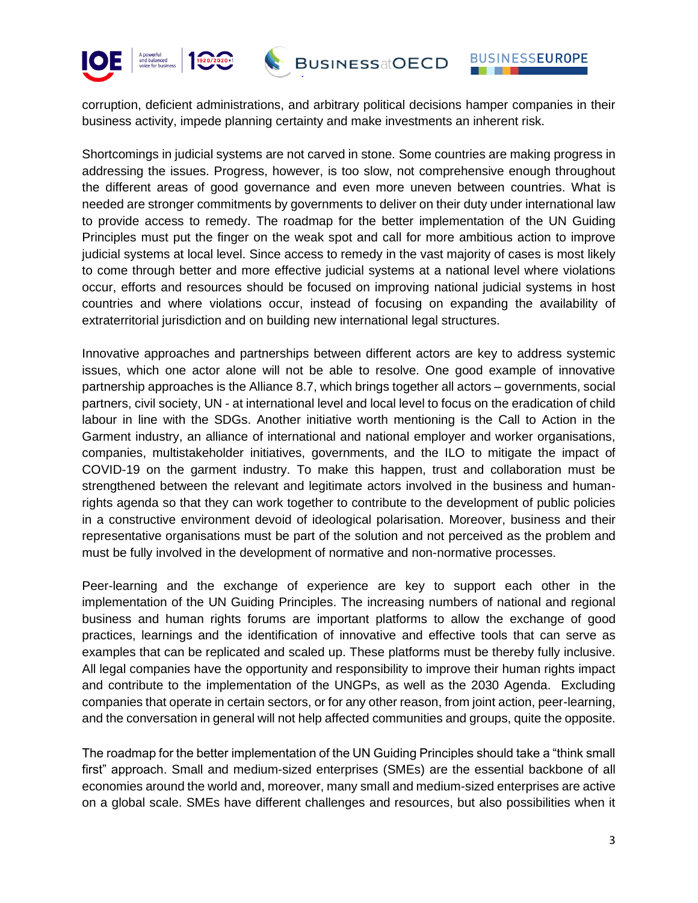corruption, deficient administrations, and arbitrary political decisions hamper companies in their business activity, impede planning certainty and make investments an inherent risk.

Shortcomings in judicial systems are not carved in stone. Some countries are making progress in addressing the issues. Progress, however, is too slow, not comprehensive enough throughout the different areas of good governance and even more uneven between countries. What is needed are stronger commitments by governments to deliver on their duty under international law to provide access to remedy. The roadmap for the better implementation of the UN Guiding Principles must put the finger on the weak spot and call for more ambitious action to improve judicial systems at local level. Since access to remedy in the vast majority of cases is most likely to come through better and more effective judicial systems at a national level where violations occur, efforts and resources should be focused on improving national judicial systems in host countries and where violations occur, instead of focusing on expanding the availability of extraterritorial jurisdiction and on building new international legal structures.

Innovative approaches and partnerships between different actors are key to address systemic issues, which one actor alone will not be able to resolve. One good example of innovative partnership approaches is the Alliance 8.7, which brings together all actors – governments, social partners, civil society, UN - at international level and local level to focus on the eradication of child labour in line with the SDGs. Another initiative worth mentioning is the Call to Action in the Garment industry, an alliance of international and national employer and worker organisations, companies, multistakeholder initiatives, governments, and the ILO to mitigate the impact of COVID-19 on the garment industry. To make this happen, trust and collaboration must be strengthened between the relevant and legitimate actors involved in the business and human-rights agenda so that they can work together to contribute to the development of public policies in a constructive environment devoid of ideological polarisation. Moreover, business and their representative organisations must be part of the solution and not perceived as the problem and must be fully involved in the development of normative and non-normative processes.

Peer-learning and the exchange of experience are key to support each other in the implementation of the UN Guiding Principles. The increasing numbers of national and regional business and human rights forums are important platforms to allow the exchange of good practices, learnings and the identification of innovative and effective tools that can serve as examples that can be replicated and scaled up. These platforms must be thereby fully inclusive. All legal companies have the opportunity and responsibility to improve their human rights impact and contribute to the implementation of the UNGPs, as well as the 2030 Agenda. Excluding companies that operate in certain sectors, or for any other reason, from joint action, peer-learning, and the conversation in general will not help affected communities and groups, quite the opposite.

The roadmap for the better implementation of the UN Guiding Principles should take a "think small first" approach. Small and medium-sized enterprises (SMEs) are the essential backbone of all economies around the world and, moreover, many small and medium-sized enterprises are active on a global scale. SMEs have different challenges and resources, but also possibilities when it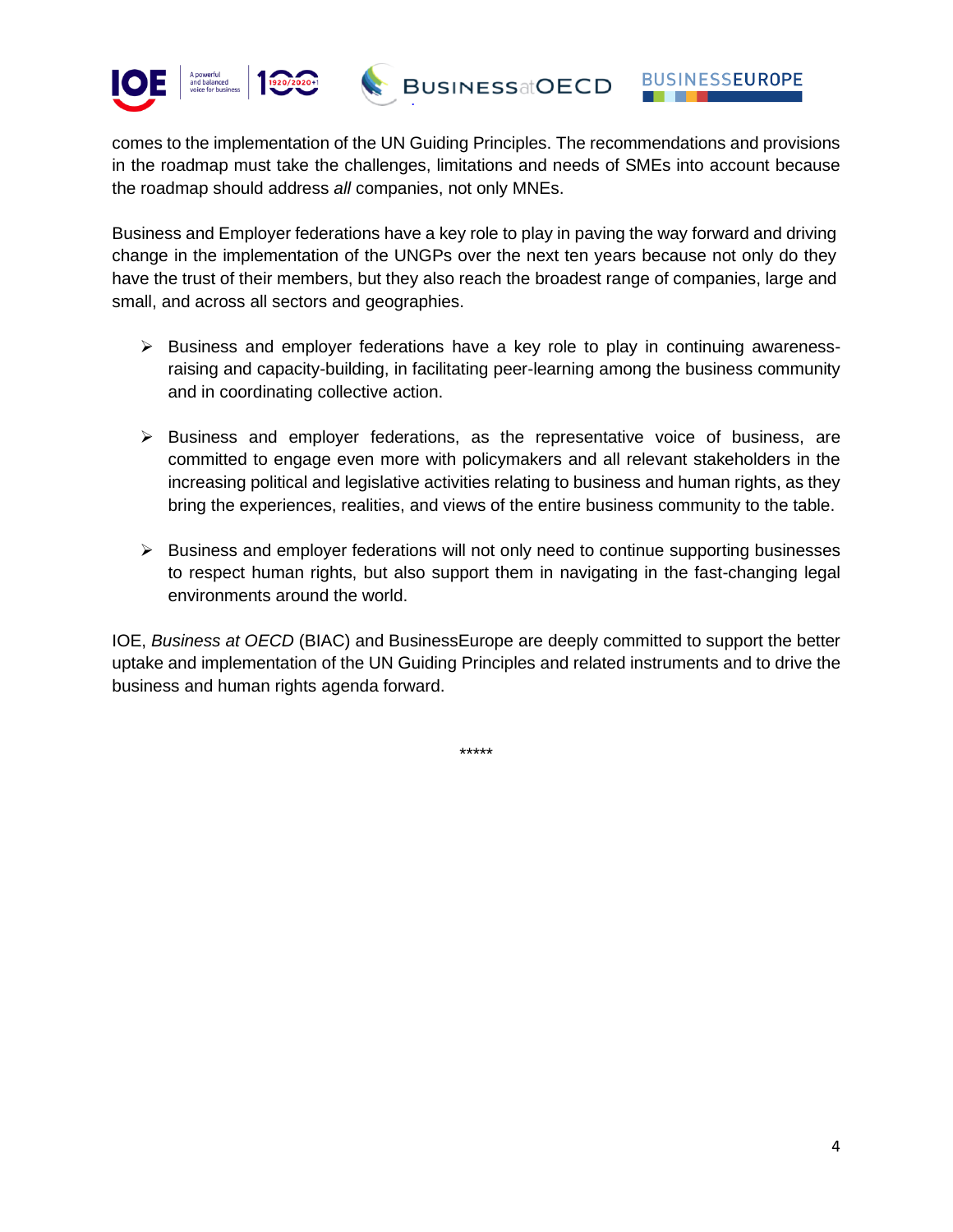comes to the implementation of the UN Guiding Principles. The recommendations and provisions in the roadmap must take the challenges, limitations and needs of SMEs into account because the roadmap should address *all* companies, not only MNEs.

Business and Employer federations have a key role to play in paving the way forward and driving change in the implementation of the UNGPs over the next ten years because not only do they have the trust of their members, but they also reach the broadest range of companies, large and small, and across all sectors and geographies.

- Business and employer federations have a key role to play in continuing awareness-raising and capacity-building, in facilitating peer-learning among the business community and in coordinating collective action.

- Business and employer federations, as the representative voice of business, are committed to engage even more with policymakers and all relevant stakeholders in the increasing political and legislative activities relating to business and human rights, as they bring the experiences, realities, and views of the entire business community to the table.

- Business and employer federations will not only need to continue supporting businesses to respect human rights, but also support them in navigating in the fast-changing legal environments around the world.

IOE, *Business at OECD* (BIAC) and BusinessEurope are deeply committed to support the better uptake and implementation of the UN Guiding Principles and related instruments and to drive the business and human rights agenda forward.

*****